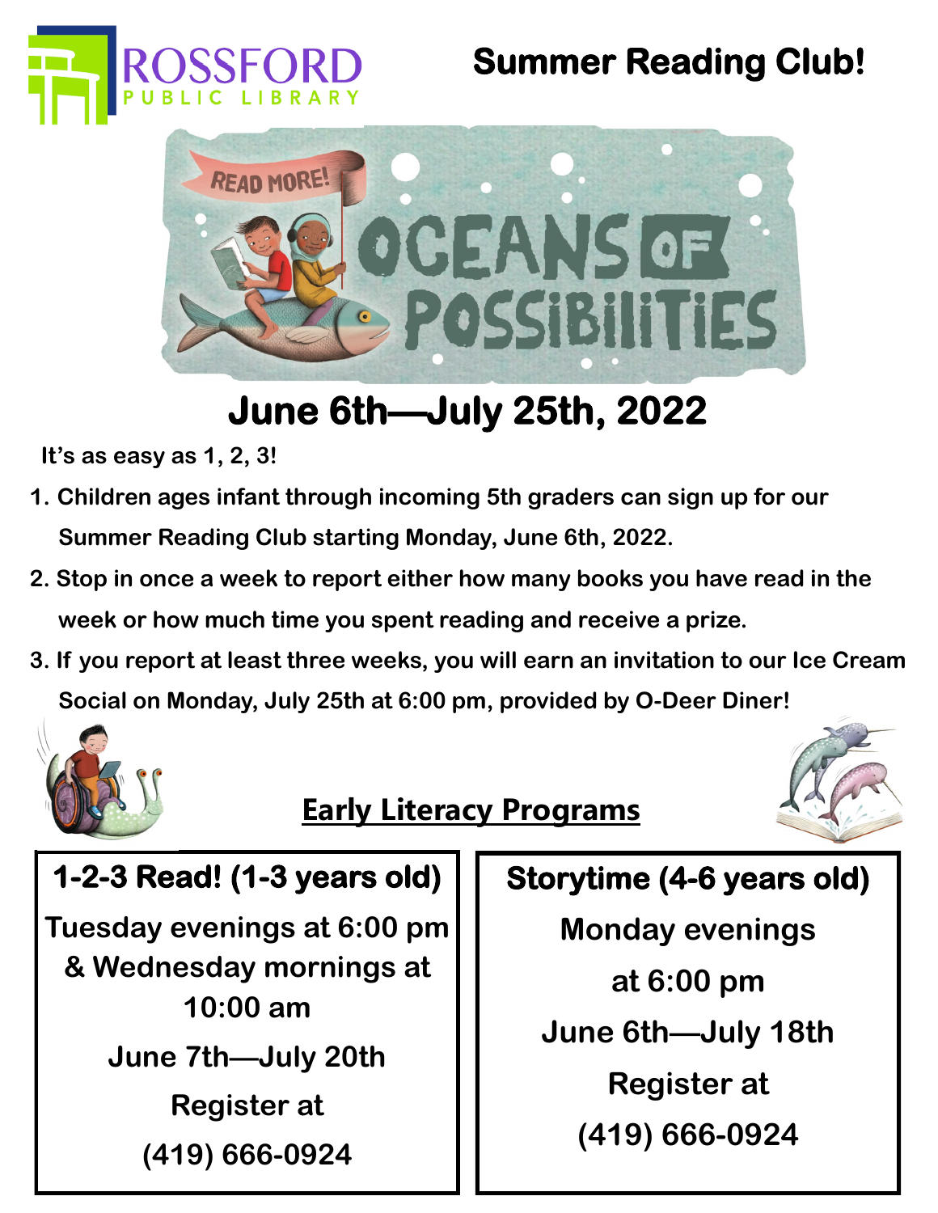ROSSFORD PUBLIC LIBRARY

# Summer Reading Club!

READ MORE!

# OCEANS OF POSSIBILITIES

## June 6th—July 25th, 2022

**It's as easy as 1, 2, 3!**

1. Children ages infant through incoming 5th graders can sign up for our Summer Reading Club starting Monday, June 6th, 2022.
2. Stop in once a week to report either how many books you have read in the week or how much time you spent reading and receive a prize.
3. If you report at least three weeks, you will earn an invitation to our Ice Cream Social on Monday, July 25th at 6:00 pm, provided by O-Deer Diner!

## Early Literacy Programs

**1-2-3 Read! (1-3 years old)**

Tuesday evenings at 6:00 pm & Wednesday mornings at 10:00 am

June 7th—July 20th

Register at (419) 666-0924

**Storytime (4-6 years old)**

Monday evenings at 6:00 pm

June 6th—July 18th

Register at (419) 666-0924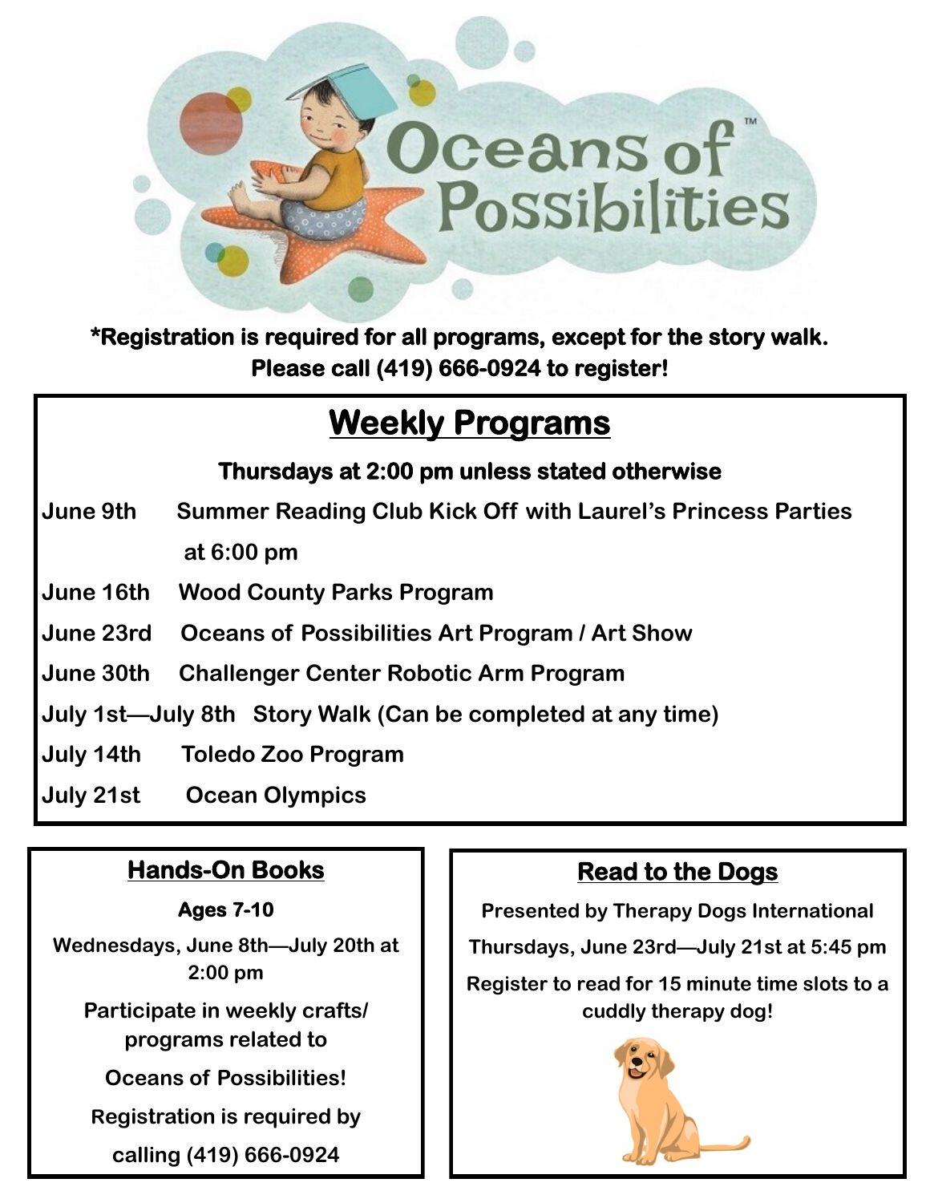# Oceans of Possibilities

**\*Registration is required for all programs, except for the story walk.**
**Please call (419) 666-0924 to register!**

## Weekly Programs

**Thursdays at 2:00 pm unless stated otherwise**

| | |
|---|---|
| June 9th | Summer Reading Club Kick Off with Laurel's Princess Parties at 6:00 pm |
| June 16th | Wood County Parks Program |
| June 23rd | Oceans of Possibilities Art Program / Art Show |
| June 30th | Challenger Center Robotic Arm Program |
| July 1st—July 8th | Story Walk (Can be completed at any time) |
| July 14th | Toledo Zoo Program |
| July 21st | Ocean Olympics |

## Hands-On Books

**Ages 7-10**

Wednesdays, June 8th—July 20th at 2:00 pm

Participate in weekly crafts/ programs related to

Oceans of Possibilities!

Registration is required by calling (419) 666-0924

## Read to the Dogs

Presented by Therapy Dogs International

Thursdays, June 23rd—July 21st at 5:45 pm

Register to read for 15 minute time slots to a cuddly therapy dog!